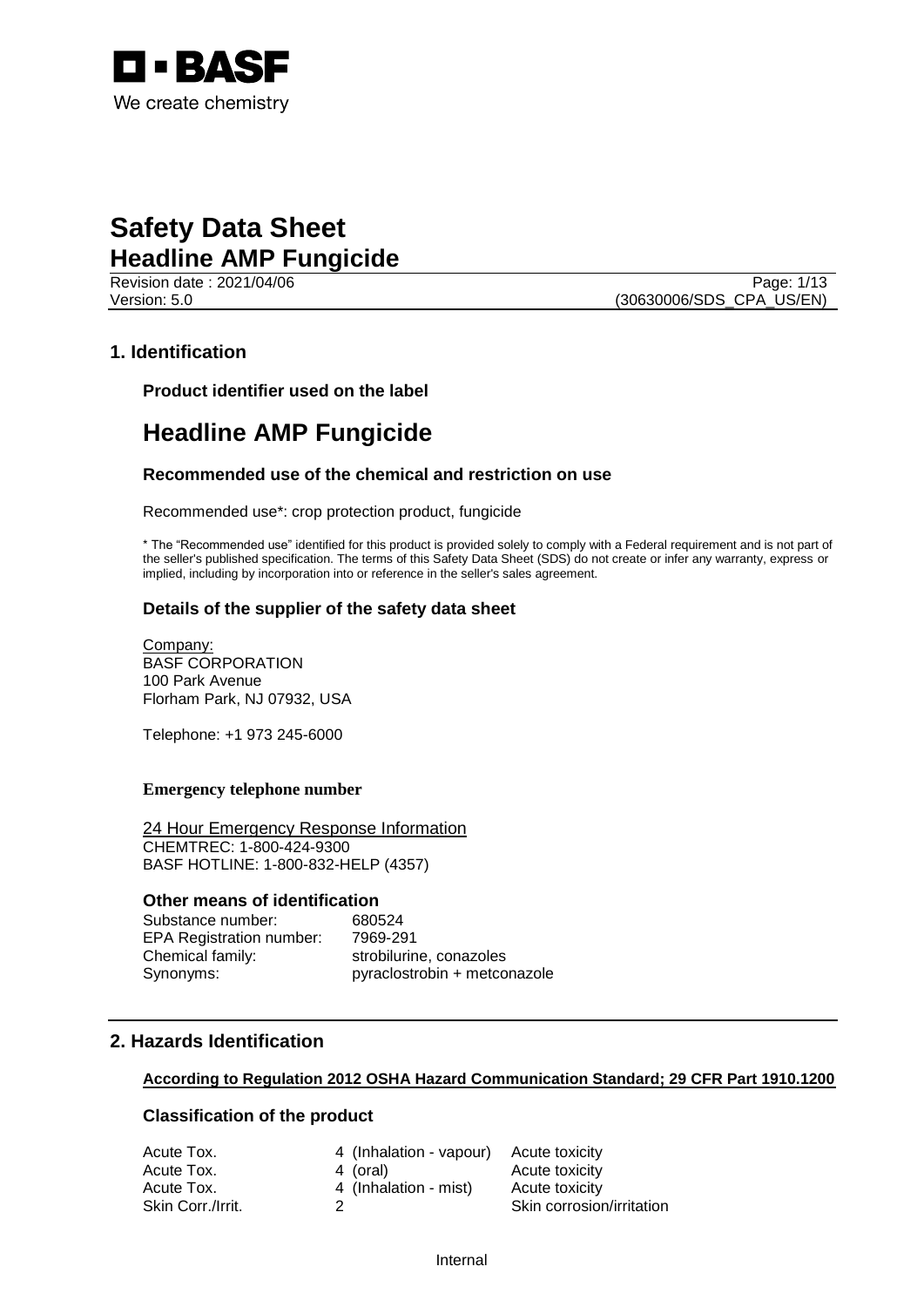# Safety Data Sheet
## Headline AMP Fungicide

Revision date : 2021/04/06
Version: 5.0
(30630006/SDS_CPA_US/EN)

## 1. Identification

### Product identifier used on the label

# Headline AMP Fungicide

### Recommended use of the chemical and restriction on use

Recommended use*: crop protection product, fungicide

* The "Recommended use" identified for this product is provided solely to comply with a Federal requirement and is not part of the seller's published specification. The terms of this Safety Data Sheet (SDS) do not create or infer any warranty, express or implied, including by incorporation into or reference in the seller's sales agreement.

### Details of the supplier of the safety data sheet

Company:
BASF CORPORATION
100 Park Avenue
Florham Park, NJ 07932, USA

Telephone: +1 973 245-6000

### Emergency telephone number

24 Hour Emergency Response Information
CHEMTREC: 1-800-424-9300
BASF HOTLINE: 1-800-832-HELP (4357)

### Other means of identification

| | |
|---|---|
| Substance number: | 680524 |
| EPA Registration number: | 7969-291 |
| Chemical family: | strobilurine, conazoles |
| Synonyms: | pyraclostrobin + metconazole |

## 2. Hazards Identification

**According to Regulation 2012 OSHA Hazard Communication Standard; 29 CFR Part 1910.1200**

### Classification of the product

| | | | |
|---|---|---|---|
| Acute Tox. | 4 | (Inhalation - vapour) | Acute toxicity |
| Acute Tox. | 4 | (oral) | Acute toxicity |
| Acute Tox. | 4 | (Inhalation - mist) | Acute toxicity |
| Skin Corr./Irrit. | 2 | | Skin corrosion/irritation |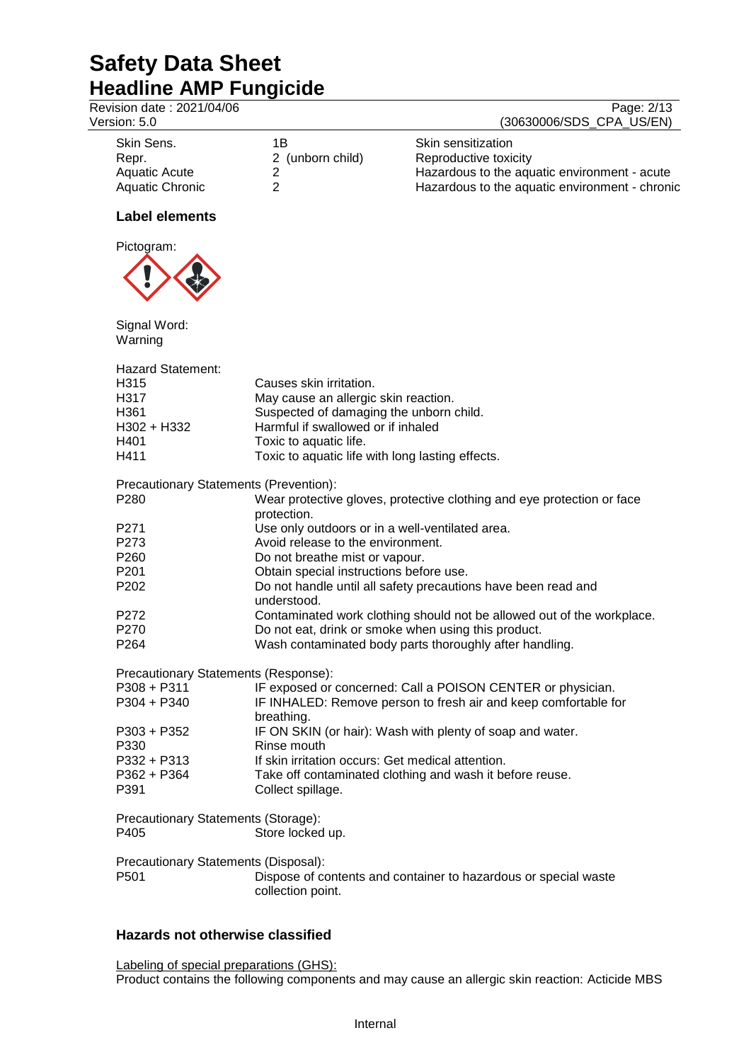| | | |
|---|---|---|
| Skin Sens. | 1B | Skin sensitization |
| Repr. | 2 (unborn child) | Reproductive toxicity |
| Aquatic Acute | 2 | Hazardous to the aquatic environment - acute |
| Aquatic Chronic | 2 | Hazardous to the aquatic environment - chronic |

### Label elements

Pictogram:

Signal Word:
Warning

Hazard Statement:

| | |
|---|---|
| H315 | Causes skin irritation. |
| H317 | May cause an allergic skin reaction. |
| H361 | Suspected of damaging the unborn child. |
| H302 + H332 | Harmful if swallowed or if inhaled |
| H401 | Toxic to aquatic life. |
| H411 | Toxic to aquatic life with long lasting effects. |

Precautionary Statements (Prevention):

| | |
|---|---|
| P280 | Wear protective gloves, protective clothing and eye protection or face protection. |
| P271 | Use only outdoors or in a well-ventilated area. |
| P273 | Avoid release to the environment. |
| P260 | Do not breathe mist or vapour. |
| P201 | Obtain special instructions before use. |
| P202 | Do not handle until all safety precautions have been read and understood. |
| P272 | Contaminated work clothing should not be allowed out of the workplace. |
| P270 | Do not eat, drink or smoke when using this product. |
| P264 | Wash contaminated body parts thoroughly after handling. |

Precautionary Statements (Response):

| | |
|---|---|
| P308 + P311 | IF exposed or concerned: Call a POISON CENTER or physician. |
| P304 + P340 | IF INHALED: Remove person to fresh air and keep comfortable for breathing. |
| P303 + P352 | IF ON SKIN (or hair): Wash with plenty of soap and water. |
| P330 | Rinse mouth |
| P332 + P313 | If skin irritation occurs: Get medical attention. |
| P362 + P364 | Take off contaminated clothing and wash it before reuse. |
| P391 | Collect spillage. |

Precautionary Statements (Storage):

| | |
|---|---|
| P405 | Store locked up. |

Precautionary Statements (Disposal):

| | |
|---|---|
| P501 | Dispose of contents and container to hazardous or special waste collection point. |

### Hazards not otherwise classified

Labeling of special preparations (GHS):
Product contains the following components and may cause an allergic skin reaction: Acticide MBS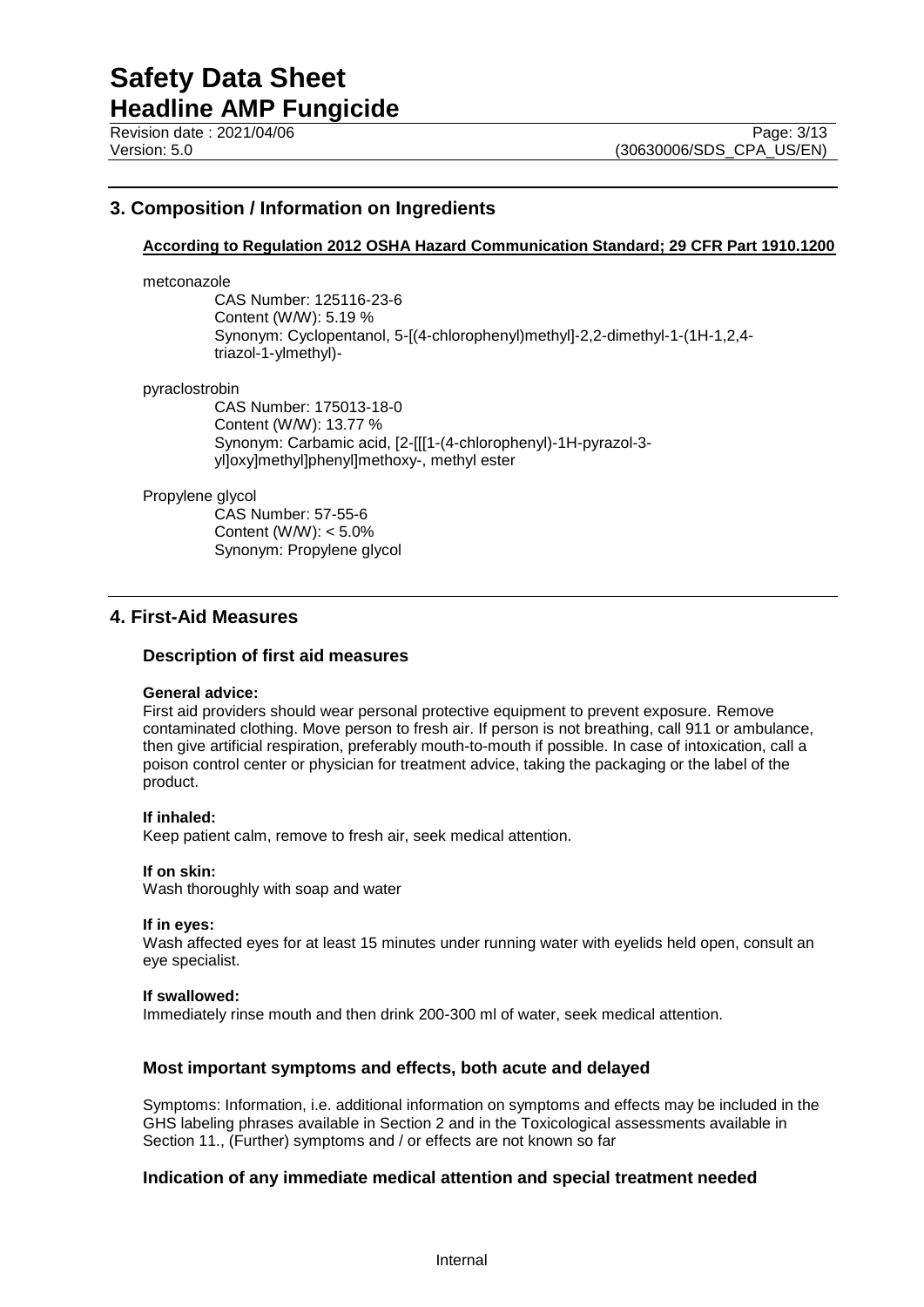## 3. Composition / Information on Ingredients

**According to Regulation 2012 OSHA Hazard Communication Standard; 29 CFR Part 1910.1200**

metconazole

CAS Number: 125116-23-6
Content (W/W): 5.19 %
Synonym: Cyclopentanol, 5-[(4-chlorophenyl)methyl]-2,2-dimethyl-1-(1H-1,2,4-triazol-1-ylmethyl)-

pyraclostrobin

CAS Number: 175013-18-0
Content (W/W): 13.77 %
Synonym: Carbamic acid, [2-[[[1-(4-chlorophenyl)-1H-pyrazol-3-yl]oxy]methyl]phenyl]methoxy-, methyl ester

Propylene glycol

CAS Number: 57-55-6
Content (W/W): < 5.0%
Synonym: Propylene glycol

## 4. First-Aid Measures

### Description of first aid measures

**General advice:**
First aid providers should wear personal protective equipment to prevent exposure. Remove contaminated clothing. Move person to fresh air. If person is not breathing, call 911 or ambulance, then give artificial respiration, preferably mouth-to-mouth if possible. In case of intoxication, call a poison control center or physician for treatment advice, taking the packaging or the label of the product.

**If inhaled:**
Keep patient calm, remove to fresh air, seek medical attention.

**If on skin:**
Wash thoroughly with soap and water

**If in eyes:**
Wash affected eyes for at least 15 minutes under running water with eyelids held open, consult an eye specialist.

**If swallowed:**
Immediately rinse mouth and then drink 200-300 ml of water, seek medical attention.

### Most important symptoms and effects, both acute and delayed

Symptoms: Information, i.e. additional information on symptoms and effects may be included in the GHS labeling phrases available in Section 2 and in the Toxicological assessments available in Section 11., (Further) symptoms and / or effects are not known so far

### Indication of any immediate medical attention and special treatment needed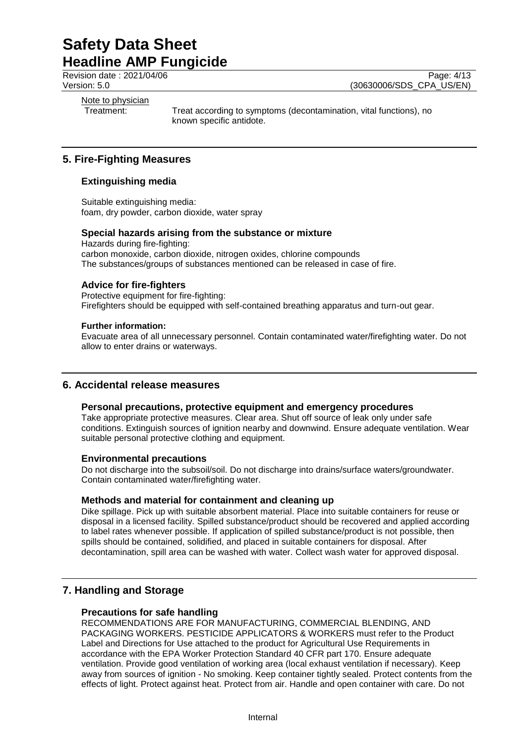Note to physician

Treatment: Treat according to symptoms (decontamination, vital functions), no known specific antidote.

## 5. Fire-Fighting Measures

### Extinguishing media

Suitable extinguishing media:
foam, dry powder, carbon dioxide, water spray

### Special hazards arising from the substance or mixture

Hazards during fire-fighting:
carbon monoxide, carbon dioxide, nitrogen oxides, chlorine compounds
The substances/groups of substances mentioned can be released in case of fire.

### Advice for fire-fighters

Protective equipment for fire-fighting:
Firefighters should be equipped with self-contained breathing apparatus and turn-out gear.

**Further information:**

Evacuate area of all unnecessary personnel. Contain contaminated water/firefighting water. Do not allow to enter drains or waterways.

## 6. Accidental release measures

### Personal precautions, protective equipment and emergency procedures

Take appropriate protective measures. Clear area. Shut off source of leak only under safe conditions. Extinguish sources of ignition nearby and downwind. Ensure adequate ventilation. Wear suitable personal protective clothing and equipment.

### Environmental precautions

Do not discharge into the subsoil/soil. Do not discharge into drains/surface waters/groundwater. Contain contaminated water/firefighting water.

### Methods and material for containment and cleaning up

Dike spillage. Pick up with suitable absorbent material. Place into suitable containers for reuse or disposal in a licensed facility. Spilled substance/product should be recovered and applied according to label rates whenever possible. If application of spilled substance/product is not possible, then spills should be contained, solidified, and placed in suitable containers for disposal. After decontamination, spill area can be washed with water. Collect wash water for approved disposal.

## 7. Handling and Storage

### Precautions for safe handling

RECOMMENDATIONS ARE FOR MANUFACTURING, COMMERCIAL BLENDING, AND PACKAGING WORKERS. PESTICIDE APPLICATORS & WORKERS must refer to the Product Label and Directions for Use attached to the product for Agricultural Use Requirements in accordance with the EPA Worker Protection Standard 40 CFR part 170. Ensure adequate ventilation. Provide good ventilation of working area (local exhaust ventilation if necessary). Keep away from sources of ignition - No smoking. Keep container tightly sealed. Protect contents from the effects of light. Protect against heat. Protect from air. Handle and open container with care. Do not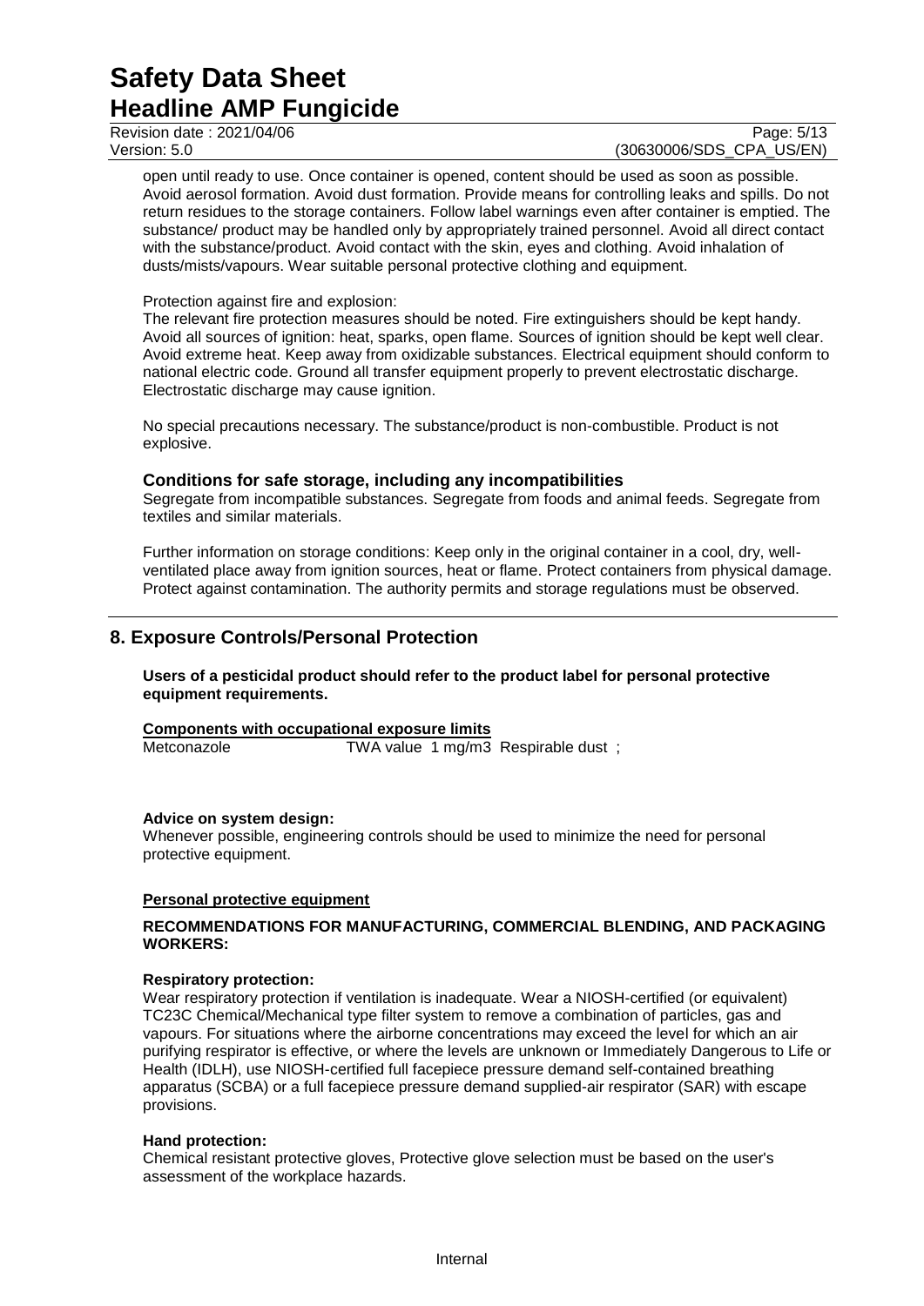open until ready to use. Once container is opened, content should be used as soon as possible. Avoid aerosol formation. Avoid dust formation. Provide means for controlling leaks and spills. Do not return residues to the storage containers. Follow label warnings even after container is emptied. The substance/ product may be handled only by appropriately trained personnel. Avoid all direct contact with the substance/product. Avoid contact with the skin, eyes and clothing. Avoid inhalation of dusts/mists/vapours. Wear suitable personal protective clothing and equipment.

Protection against fire and explosion:
The relevant fire protection measures should be noted. Fire extinguishers should be kept handy. Avoid all sources of ignition: heat, sparks, open flame. Sources of ignition should be kept well clear. Avoid extreme heat. Keep away from oxidizable substances. Electrical equipment should conform to national electric code. Ground all transfer equipment properly to prevent electrostatic discharge. Electrostatic discharge may cause ignition.

No special precautions necessary. The substance/product is non-combustible. Product is not explosive.

### Conditions for safe storage, including any incompatibilities

Segregate from incompatible substances. Segregate from foods and animal feeds. Segregate from textiles and similar materials.

Further information on storage conditions: Keep only in the original container in a cool, dry, well-ventilated place away from ignition sources, heat or flame. Protect containers from physical damage. Protect against contamination. The authority permits and storage regulations must be observed.

## 8. Exposure Controls/Personal Protection

**Users of a pesticidal product should refer to the product label for personal protective equipment requirements.**

**Components with occupational exposure limits**

| | |
|---|---|
| Metconazole | TWA value 1 mg/m3 Respirable dust ; |

**Advice on system design:**
Whenever possible, engineering controls should be used to minimize the need for personal protective equipment.

**Personal protective equipment**

**RECOMMENDATIONS FOR MANUFACTURING, COMMERCIAL BLENDING, AND PACKAGING WORKERS:**

**Respiratory protection:**
Wear respiratory protection if ventilation is inadequate. Wear a NIOSH-certified (or equivalent) TC23C Chemical/Mechanical type filter system to remove a combination of particles, gas and vapours. For situations where the airborne concentrations may exceed the level for which an air purifying respirator is effective, or where the levels are unknown or Immediately Dangerous to Life or Health (IDLH), use NIOSH-certified full facepiece pressure demand self-contained breathing apparatus (SCBA) or a full facepiece pressure demand supplied-air respirator (SAR) with escape provisions.

**Hand protection:**
Chemical resistant protective gloves, Protective glove selection must be based on the user's assessment of the workplace hazards.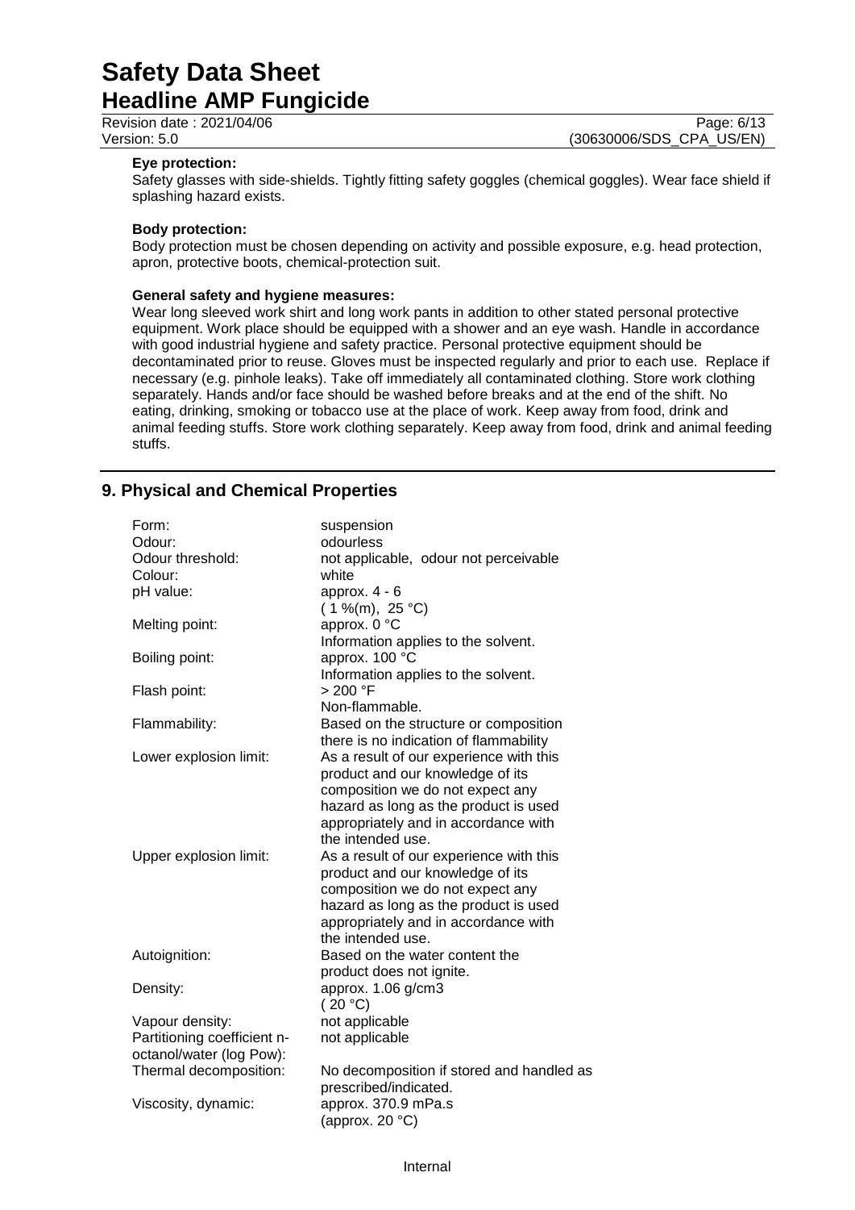**Eye protection:**
Safety glasses with side-shields. Tightly fitting safety goggles (chemical goggles). Wear face shield if splashing hazard exists.

**Body protection:**
Body protection must be chosen depending on activity and possible exposure, e.g. head protection, apron, protective boots, chemical-protection suit.

**General safety and hygiene measures:**
Wear long sleeved work shirt and long work pants in addition to other stated personal protective equipment. Work place should be equipped with a shower and an eye wash. Handle in accordance with good industrial hygiene and safety practice. Personal protective equipment should be decontaminated prior to reuse. Gloves must be inspected regularly and prior to each use. Replace if necessary (e.g. pinhole leaks). Take off immediately all contaminated clothing. Store work clothing separately. Hands and/or face should be washed before breaks and at the end of the shift. No eating, drinking, smoking or tobacco use at the place of work. Keep away from food, drink and animal feeding stuffs. Store work clothing separately. Keep away from food, drink and animal feeding stuffs.

## 9. Physical and Chemical Properties

| | |
|---|---|
| Form: | suspension |
| Odour: | odourless |
| Odour threshold: | not applicable, odour not perceivable |
| Colour: | white |
| pH value: | approx. 4 - 6<br>( 1 %(m), 25 °C) |
| Melting point: | approx. 0 °C<br>Information applies to the solvent. |
| Boiling point: | approx. 100 °C<br>Information applies to the solvent. |
| Flash point: | > 200 °F<br>Non-flammable. |
| Flammability: | Based on the structure or composition there is no indication of flammability |
| Lower explosion limit: | As a result of our experience with this product and our knowledge of its composition we do not expect any hazard as long as the product is used appropriately and in accordance with the intended use. |
| Upper explosion limit: | As a result of our experience with this product and our knowledge of its composition we do not expect any hazard as long as the product is used appropriately and in accordance with the intended use. |
| Autoignition: | Based on the water content the product does not ignite. |
| Density: | approx. 1.06 g/cm3<br>( 20 °C) |
| Vapour density: | not applicable |
| Partitioning coefficient n-octanol/water (log Pow): | not applicable |
| Thermal decomposition: | No decomposition if stored and handled as prescribed/indicated. |
| Viscosity, dynamic: | approx. 370.9 mPa.s<br>(approx. 20 °C) |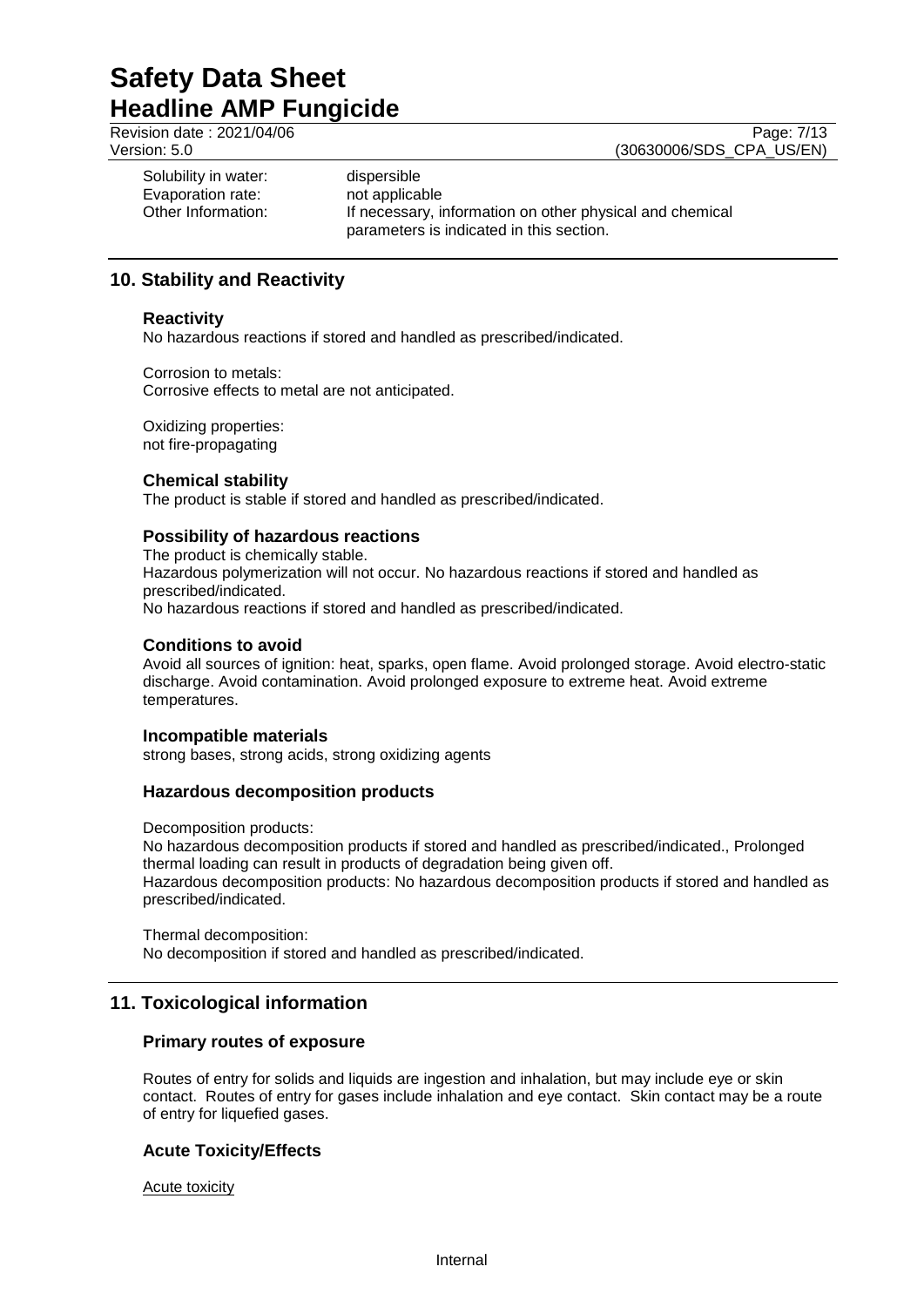Solubility in water: dispersible
Evaporation rate: not applicable
Other Information: If necessary, information on other physical and chemical parameters is indicated in this section.

## 10. Stability and Reactivity

### Reactivity

No hazardous reactions if stored and handled as prescribed/indicated.

Corrosion to metals:
Corrosive effects to metal are not anticipated.

Oxidizing properties:
not fire-propagating

### Chemical stability

The product is stable if stored and handled as prescribed/indicated.

### Possibility of hazardous reactions

The product is chemically stable.
Hazardous polymerization will not occur. No hazardous reactions if stored and handled as prescribed/indicated.
No hazardous reactions if stored and handled as prescribed/indicated.

### Conditions to avoid

Avoid all sources of ignition: heat, sparks, open flame. Avoid prolonged storage. Avoid electro-static discharge. Avoid contamination. Avoid prolonged exposure to extreme heat. Avoid extreme temperatures.

### Incompatible materials

strong bases, strong acids, strong oxidizing agents

### Hazardous decomposition products

Decomposition products:
No hazardous decomposition products if stored and handled as prescribed/indicated., Prolonged thermal loading can result in products of degradation being given off.
Hazardous decomposition products: No hazardous decomposition products if stored and handled as prescribed/indicated.

Thermal decomposition:
No decomposition if stored and handled as prescribed/indicated.

## 11. Toxicological information

### Primary routes of exposure

Routes of entry for solids and liquids are ingestion and inhalation, but may include eye or skin contact. Routes of entry for gases include inhalation and eye contact. Skin contact may be a route of entry for liquefied gases.

### Acute Toxicity/Effects

Acute toxicity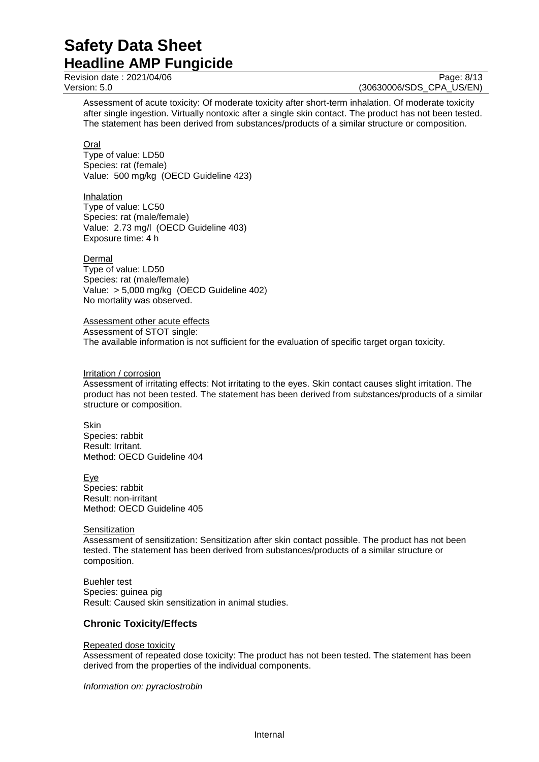Assessment of acute toxicity: Of moderate toxicity after short-term inhalation. Of moderate toxicity after single ingestion. Virtually nontoxic after a single skin contact. The product has not been tested. The statement has been derived from substances/products of a similar structure or composition.

Oral
Type of value: LD50
Species: rat (female)
Value: 500 mg/kg (OECD Guideline 423)

Inhalation
Type of value: LC50
Species: rat (male/female)
Value: 2.73 mg/l (OECD Guideline 403)
Exposure time: 4 h

Dermal
Type of value: LD50
Species: rat (male/female)
Value: > 5,000 mg/kg (OECD Guideline 402)
No mortality was observed.

Assessment other acute effects
Assessment of STOT single:
The available information is not sufficient for the evaluation of specific target organ toxicity.

Irritation / corrosion
Assessment of irritating effects: Not irritating to the eyes. Skin contact causes slight irritation. The product has not been tested. The statement has been derived from substances/products of a similar structure or composition.

Skin
Species: rabbit
Result: Irritant.
Method: OECD Guideline 404

Eye
Species: rabbit
Result: non-irritant
Method: OECD Guideline 405

Sensitization
Assessment of sensitization: Sensitization after skin contact possible. The product has not been tested. The statement has been derived from substances/products of a similar structure or composition.

Buehler test
Species: guinea pig
Result: Caused skin sensitization in animal studies.

## Chronic Toxicity/Effects

Repeated dose toxicity
Assessment of repeated dose toxicity: The product has not been tested. The statement has been derived from the properties of the individual components.

*Information on: pyraclostrobin*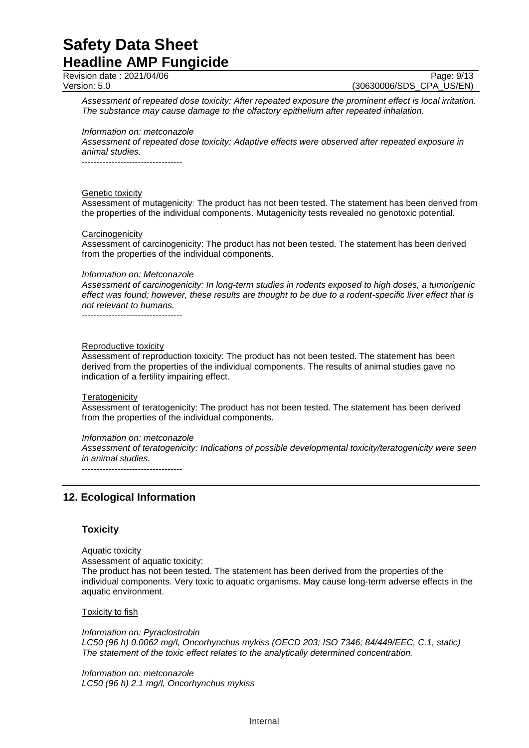*Assessment of repeated dose toxicity: After repeated exposure the prominent effect is local irritation. The substance may cause damage to the olfactory epithelium after repeated inhalation.*

*Information on: metconazole*
*Assessment of repeated dose toxicity: Adaptive effects were observed after repeated exposure in animal studies.*
----------------------------------

Genetic toxicity
Assessment of mutagenicity: The product has not been tested. The statement has been derived from the properties of the individual components. Mutagenicity tests revealed no genotoxic potential.

Carcinogenicity
Assessment of carcinogenicity: The product has not been tested. The statement has been derived from the properties of the individual components.

*Information on: Metconazole*
*Assessment of carcinogenicity: In long-term studies in rodents exposed to high doses, a tumorigenic effect was found; however, these results are thought to be due to a rodent-specific liver effect that is not relevant to humans.*
----------------------------------

Reproductive toxicity
Assessment of reproduction toxicity: The product has not been tested. The statement has been derived from the properties of the individual components. The results of animal studies gave no indication of a fertility impairing effect.

Teratogenicity
Assessment of teratogenicity: The product has not been tested. The statement has been derived from the properties of the individual components.

*Information on: metconazole*
*Assessment of teratogenicity: Indications of possible developmental toxicity/teratogenicity were seen in animal studies.*
----------------------------------

## 12. Ecological Information

### Toxicity

Aquatic toxicity
Assessment of aquatic toxicity:
The product has not been tested. The statement has been derived from the properties of the individual components. Very toxic to aquatic organisms. May cause long-term adverse effects in the aquatic environment.

Toxicity to fish

*Information on: Pyraclostrobin*
*LC50 (96 h) 0.0062 mg/l, Oncorhynchus mykiss (OECD 203; ISO 7346; 84/449/EEC, C.1, static)*
*The statement of the toxic effect relates to the analytically determined concentration.*

*Information on: metconazole*
*LC50 (96 h) 2.1 mg/l, Oncorhynchus mykiss*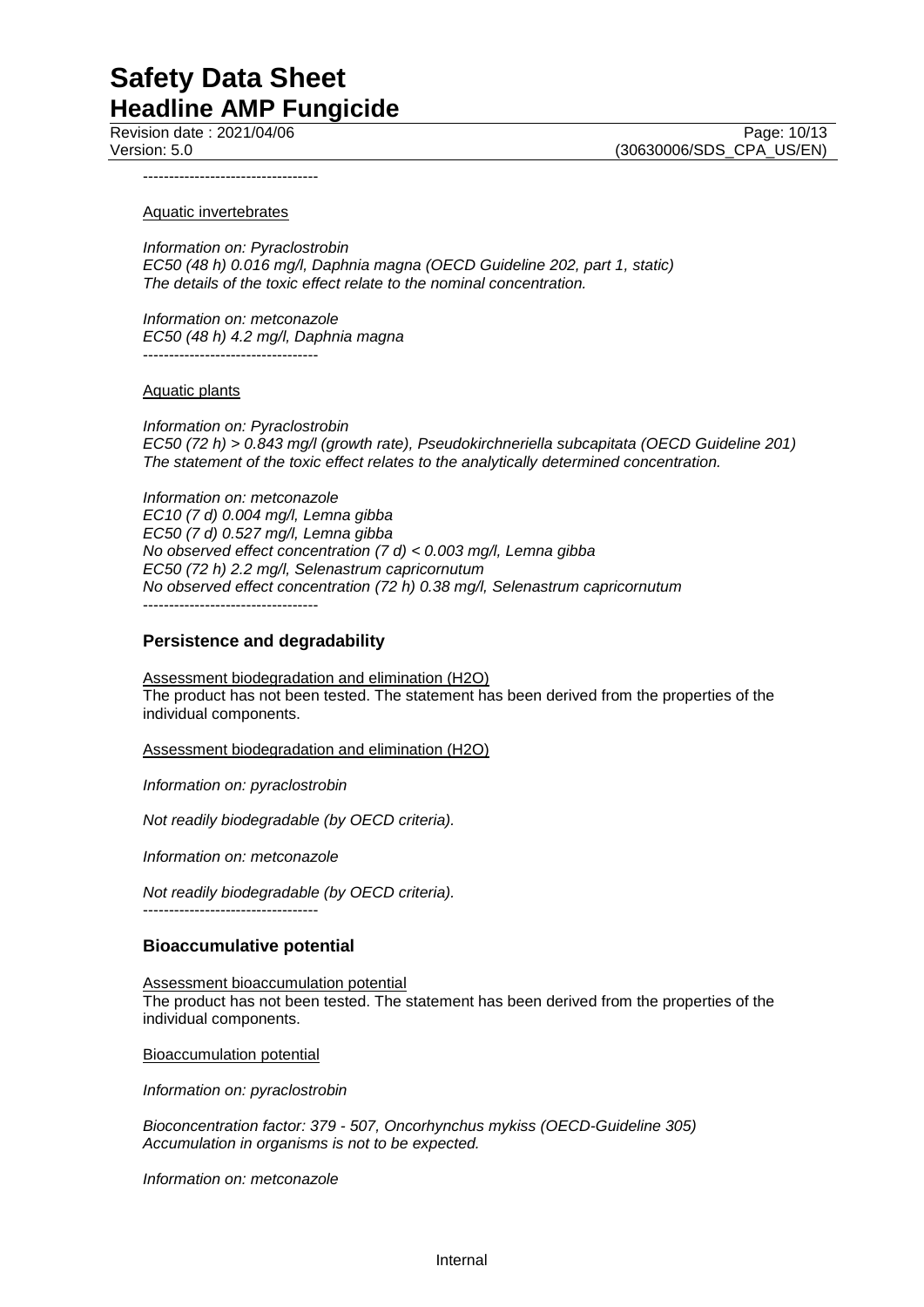----------------------------------

Aquatic invertebrates

*Information on: Pyraclostrobin*
*EC50 (48 h) 0.016 mg/l, Daphnia magna (OECD Guideline 202, part 1, static)*
*The details of the toxic effect relate to the nominal concentration.*

*Information on: metconazole*
*EC50 (48 h) 4.2 mg/l, Daphnia magna*
----------------------------------

Aquatic plants

*Information on: Pyraclostrobin*
*EC50 (72 h) > 0.843 mg/l (growth rate), Pseudokirchneriella subcapitata (OECD Guideline 201)*
*The statement of the toxic effect relates to the analytically determined concentration.*

*Information on: metconazole*
*EC10 (7 d) 0.004 mg/l, Lemna gibba*
*EC50 (7 d) 0.527 mg/l, Lemna gibba*
*No observed effect concentration (7 d) < 0.003 mg/l, Lemna gibba*
*EC50 (72 h) 2.2 mg/l, Selenastrum capricornutum*
*No observed effect concentration (72 h) 0.38 mg/l, Selenastrum capricornutum*
----------------------------------

### Persistence and degradability

Assessment biodegradation and elimination (H2O)
The product has not been tested. The statement has been derived from the properties of the individual components.

Assessment biodegradation and elimination (H2O)

*Information on: pyraclostrobin*

*Not readily biodegradable (by OECD criteria).*

*Information on: metconazole*

*Not readily biodegradable (by OECD criteria).*
----------------------------------

### Bioaccumulative potential

Assessment bioaccumulation potential
The product has not been tested. The statement has been derived from the properties of the individual components.

Bioaccumulation potential

*Information on: pyraclostrobin*

*Bioconcentration factor: 379 - 507, Oncorhynchus mykiss (OECD-Guideline 305)*
*Accumulation in organisms is not to be expected.*

*Information on: metconazole*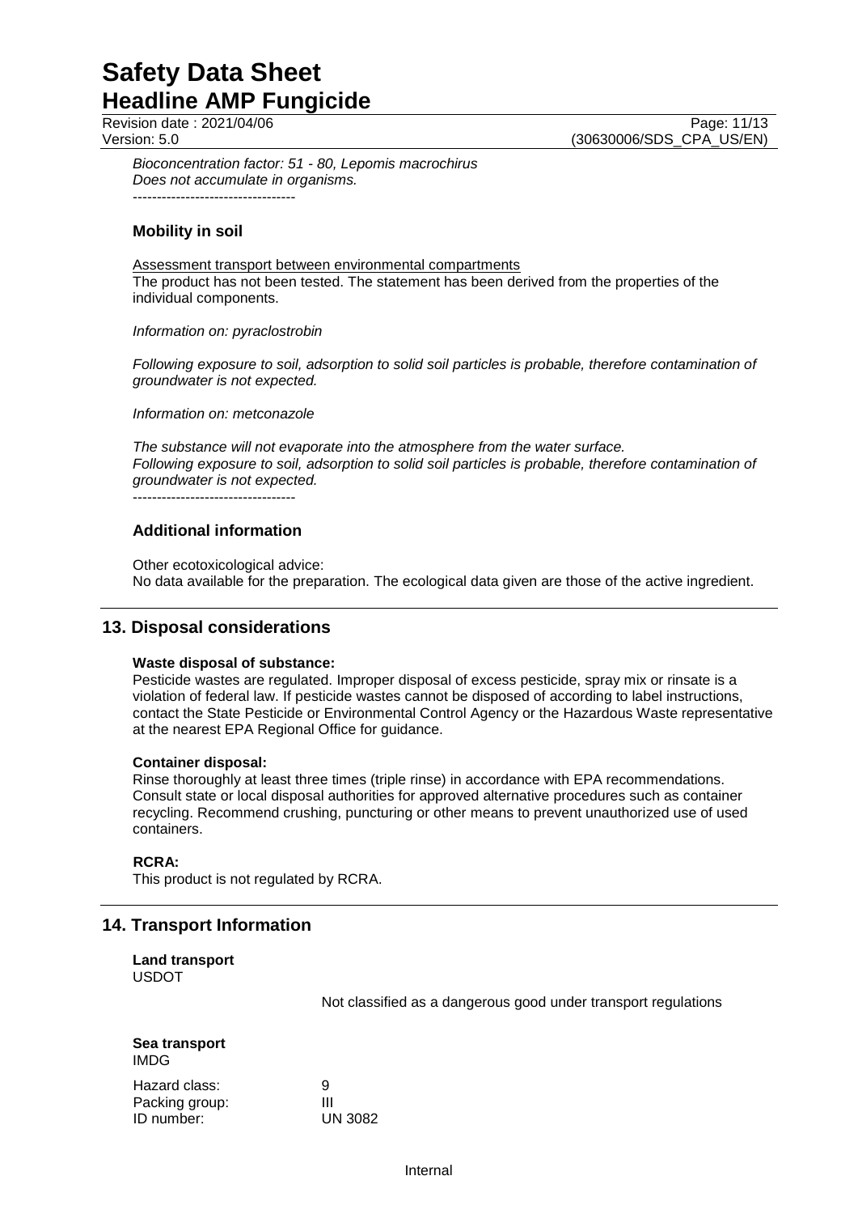*Bioconcentration factor: 51 - 80, Lepomis macrochirus*
*Does not accumulate in organisms.*
----------------------------------

### Mobility in soil

Assessment transport between environmental compartments
The product has not been tested. The statement has been derived from the properties of the individual components.

*Information on: pyraclostrobin*

*Following exposure to soil, adsorption to solid soil particles is probable, therefore contamination of groundwater is not expected.*

*Information on: metconazole*

*The substance will not evaporate into the atmosphere from the water surface.*
*Following exposure to soil, adsorption to solid soil particles is probable, therefore contamination of groundwater is not expected.*
----------------------------------

### Additional information

Other ecotoxicological advice:
No data available for the preparation. The ecological data given are those of the active ingredient.

## 13. Disposal considerations

**Waste disposal of substance:**
Pesticide wastes are regulated. Improper disposal of excess pesticide, spray mix or rinsate is a violation of federal law. If pesticide wastes cannot be disposed of according to label instructions, contact the State Pesticide or Environmental Control Agency or the Hazardous Waste representative at the nearest EPA Regional Office for guidance.

**Container disposal:**
Rinse thoroughly at least three times (triple rinse) in accordance with EPA recommendations. Consult state or local disposal authorities for approved alternative procedures such as container recycling. Recommend crushing, puncturing or other means to prevent unauthorized use of used containers.

**RCRA:**
This product is not regulated by RCRA.

## 14. Transport Information

**Land transport**
USDOT

Not classified as a dangerous good under transport regulations

**Sea transport**
IMDG

Hazard class: 9
Packing group: III
ID number: UN 3082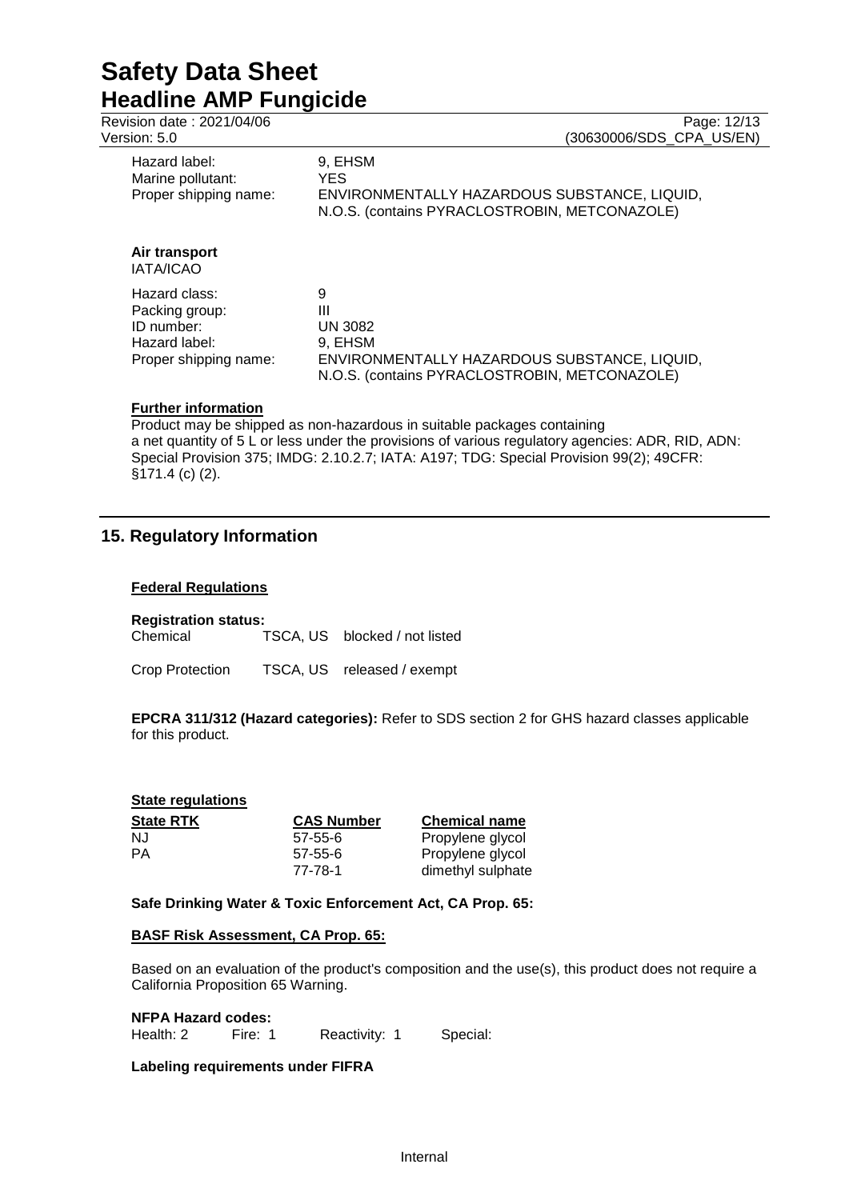| | |
|---|---|
| Hazard label: | 9, EHSM |
| Marine pollutant: | YES |
| Proper shipping name: | ENVIRONMENTALLY HAZARDOUS SUBSTANCE, LIQUID, N.O.S. (contains PYRACLOSTROBIN, METCONAZOLE) |

**Air transport**
IATA/ICAO

| | |
|---|---|
| Hazard class: | 9 |
| Packing group: | III |
| ID number: | UN 3082 |
| Hazard label: | 9, EHSM |
| Proper shipping name: | ENVIRONMENTALLY HAZARDOUS SUBSTANCE, LIQUID, N.O.S. (contains PYRACLOSTROBIN, METCONAZOLE) |

**Further information**

Product may be shipped as non-hazardous in suitable packages containing a net quantity of 5 L or less under the provisions of various regulatory agencies: ADR, RID, ADN: Special Provision 375; IMDG: 2.10.2.7; IATA: A197; TDG: Special Provision 99(2); 49CFR: §171.4 (c) (2).

## 15. Regulatory Information

**Federal Regulations**

**Registration status:**

| | | |
|---|---|---|
| Chemical | TSCA, US | blocked / not listed |
| Crop Protection | TSCA, US | released / exempt |

**EPCRA 311/312 (Hazard categories):** Refer to SDS section 2 for GHS hazard classes applicable for this product.

**State regulations**

| State RTK | CAS Number | Chemical name |
|---|---|---|
| NJ | 57-55-6 | Propylene glycol |
| PA | 57-55-6 | Propylene glycol |
| | 77-78-1 | dimethyl sulphate |

**Safe Drinking Water & Toxic Enforcement Act, CA Prop. 65:**

**BASF Risk Assessment, CA Prop. 65:**

Based on an evaluation of the product's composition and the use(s), this product does not require a California Proposition 65 Warning.

**NFPA Hazard codes:**
Health: 2 Fire: 1 Reactivity: 1 Special:

**Labeling requirements under FIFRA**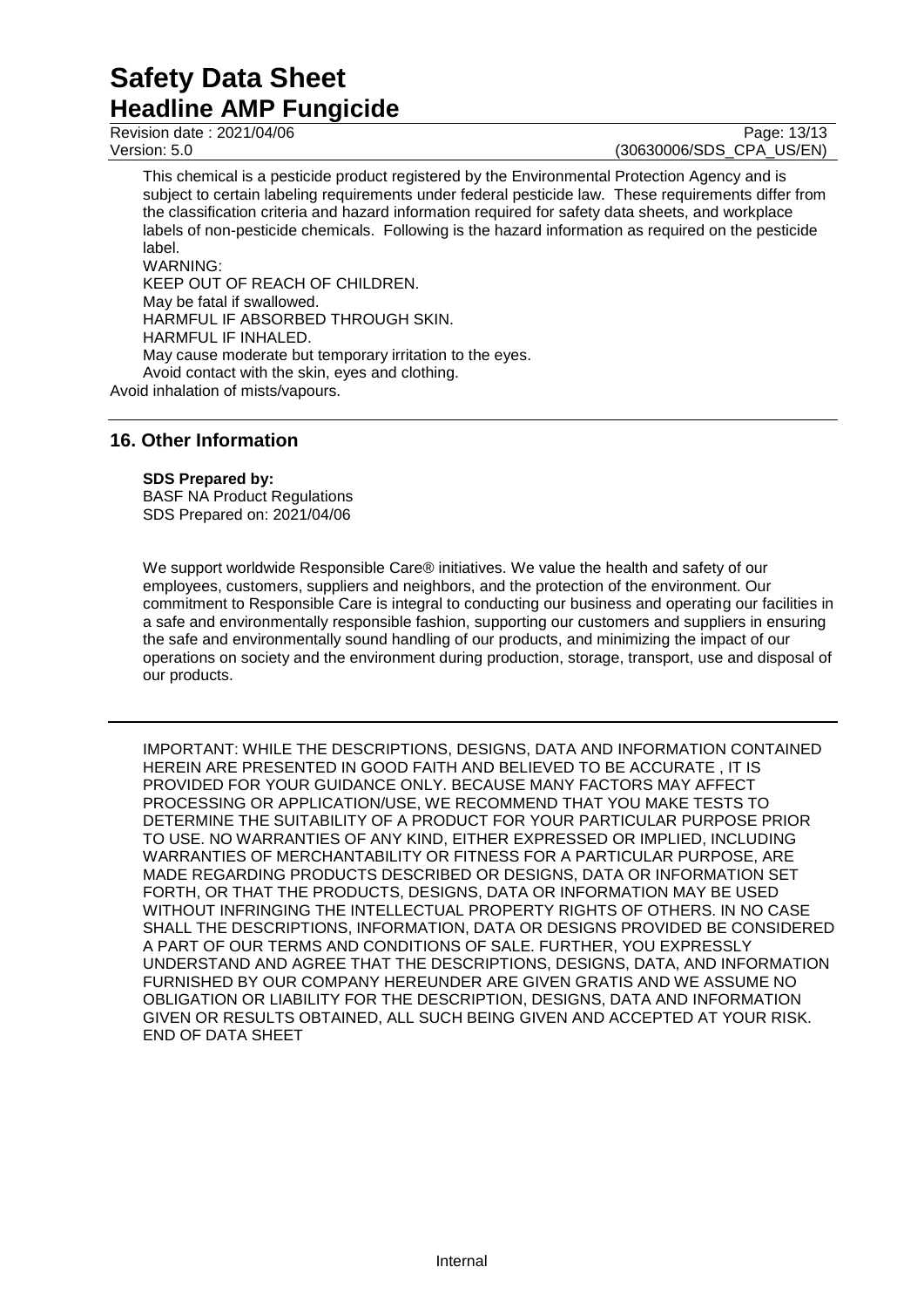This chemical is a pesticide product registered by the Environmental Protection Agency and is subject to certain labeling requirements under federal pesticide law. These requirements differ from the classification criteria and hazard information required for safety data sheets, and workplace labels of non-pesticide chemicals. Following is the hazard information as required on the pesticide label.

WARNING:
KEEP OUT OF REACH OF CHILDREN.
May be fatal if swallowed.
HARMFUL IF ABSORBED THROUGH SKIN.
HARMFUL IF INHALED.
May cause moderate but temporary irritation to the eyes.
Avoid contact with the skin, eyes and clothing.
Avoid inhalation of mists/vapours.

## 16. Other Information

**SDS Prepared by:**
BASF NA Product Regulations
SDS Prepared on: 2021/04/06

We support worldwide Responsible Care® initiatives. We value the health and safety of our employees, customers, suppliers and neighbors, and the protection of the environment. Our commitment to Responsible Care is integral to conducting our business and operating our facilities in a safe and environmentally responsible fashion, supporting our customers and suppliers in ensuring the safe and environmentally sound handling of our products, and minimizing the impact of our operations on society and the environment during production, storage, transport, use and disposal of our products.

---

IMPORTANT: WHILE THE DESCRIPTIONS, DESIGNS, DATA AND INFORMATION CONTAINED HEREIN ARE PRESENTED IN GOOD FAITH AND BELIEVED TO BE ACCURATE , IT IS PROVIDED FOR YOUR GUIDANCE ONLY. BECAUSE MANY FACTORS MAY AFFECT PROCESSING OR APPLICATION/USE, WE RECOMMEND THAT YOU MAKE TESTS TO DETERMINE THE SUITABILITY OF A PRODUCT FOR YOUR PARTICULAR PURPOSE PRIOR TO USE. NO WARRANTIES OF ANY KIND, EITHER EXPRESSED OR IMPLIED, INCLUDING WARRANTIES OF MERCHANTABILITY OR FITNESS FOR A PARTICULAR PURPOSE, ARE MADE REGARDING PRODUCTS DESCRIBED OR DESIGNS, DATA OR INFORMATION SET FORTH, OR THAT THE PRODUCTS, DESIGNS, DATA OR INFORMATION MAY BE USED WITHOUT INFRINGING THE INTELLECTUAL PROPERTY RIGHTS OF OTHERS. IN NO CASE SHALL THE DESCRIPTIONS, INFORMATION, DATA OR DESIGNS PROVIDED BE CONSIDERED A PART OF OUR TERMS AND CONDITIONS OF SALE. FURTHER, YOU EXPRESSLY UNDERSTAND AND AGREE THAT THE DESCRIPTIONS, DESIGNS, DATA, AND INFORMATION FURNISHED BY OUR COMPANY HEREUNDER ARE GIVEN GRATIS AND WE ASSUME NO OBLIGATION OR LIABILITY FOR THE DESCRIPTION, DESIGNS, DATA AND INFORMATION GIVEN OR RESULTS OBTAINED, ALL SUCH BEING GIVEN AND ACCEPTED AT YOUR RISK.
END OF DATA SHEET